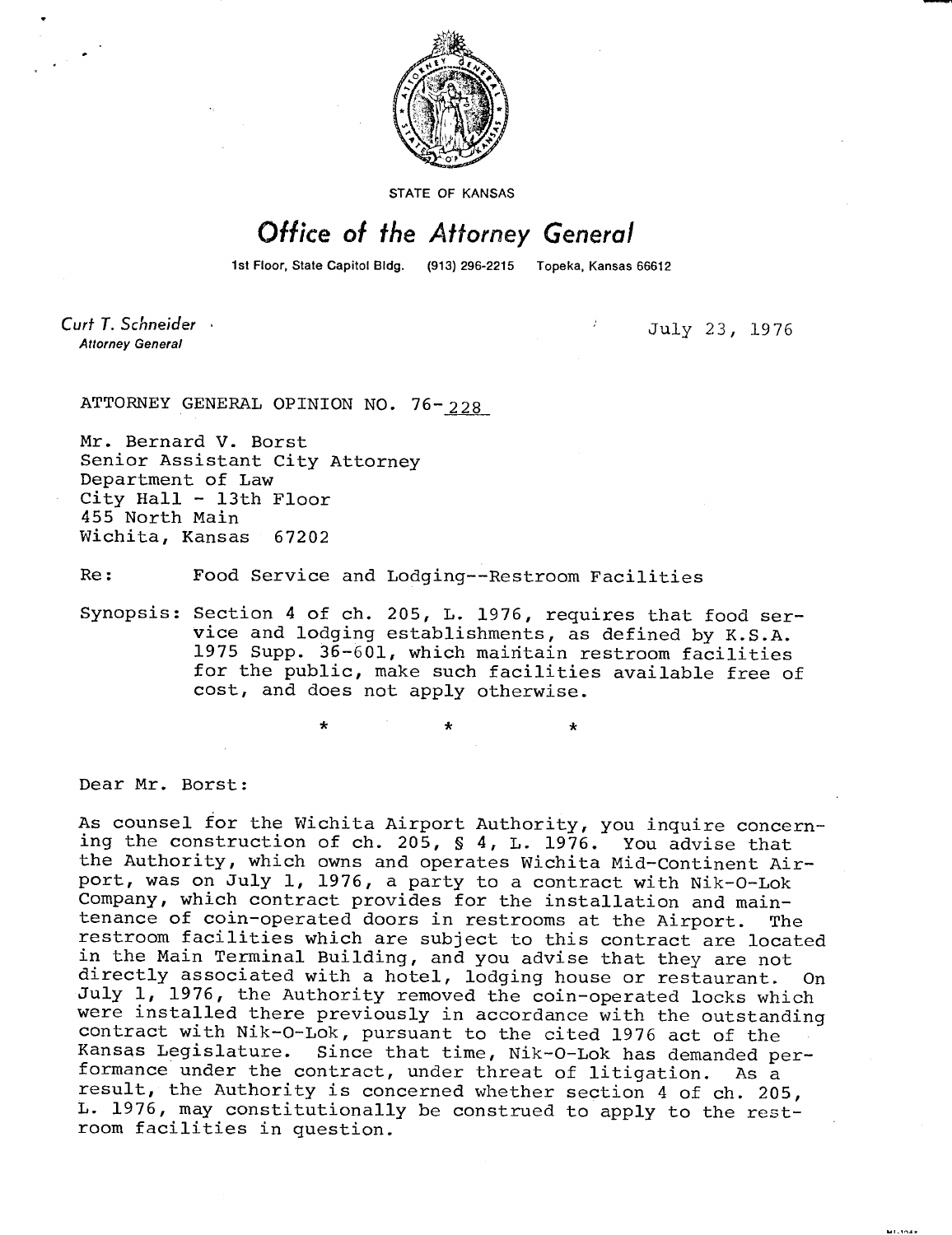STATE OF KANSAS

# *Office of the Attorney General*

1st Floor, State Capitol Bldg. (913) 296-2215 Topeka, Kansas 66612

*Curt T. Schneider*
*Attorney General*

July 23, 1976

ATTORNEY GENERAL OPINION NO. 76-228

Mr. Bernard V. Borst
Senior Assistant City Attorney
Department of Law
City Hall - 13th Floor
455 North Main
Wichita, Kansas 67202

Re: Food Service and Lodging--Restroom Facilities

Synopsis: Section 4 of ch. 205, L. 1976, requires that food service and lodging establishments, as defined by K.S.A. 1975 Supp. 36-601, which maintain restroom facilities for the public, make such facilities available free of cost, and does not apply otherwise.

\* \* \*

Dear Mr. Borst:

As counsel for the Wichita Airport Authority, you inquire concerning the construction of ch. 205, § 4, L. 1976. You advise that the Authority, which owns and operates Wichita Mid-Continent Airport, was on July 1, 1976, a party to a contract with Nik-O-Lok Company, which contract provides for the installation and maintenance of coin-operated doors in restrooms at the Airport. The restroom facilities which are subject to this contract are located in the Main Terminal Building, and you advise that they are not directly associated with a hotel, lodging house or restaurant. On July 1, 1976, the Authority removed the coin-operated locks which were installed there previously in accordance with the outstanding contract with Nik-O-Lok, pursuant to the cited 1976 act of the Kansas Legislature. Since that time, Nik-O-Lok has demanded performance under the contract, under threat of litigation. As a result, the Authority is concerned whether section 4 of ch. 205, L. 1976, may constitutionally be construed to apply to the restroom facilities in question.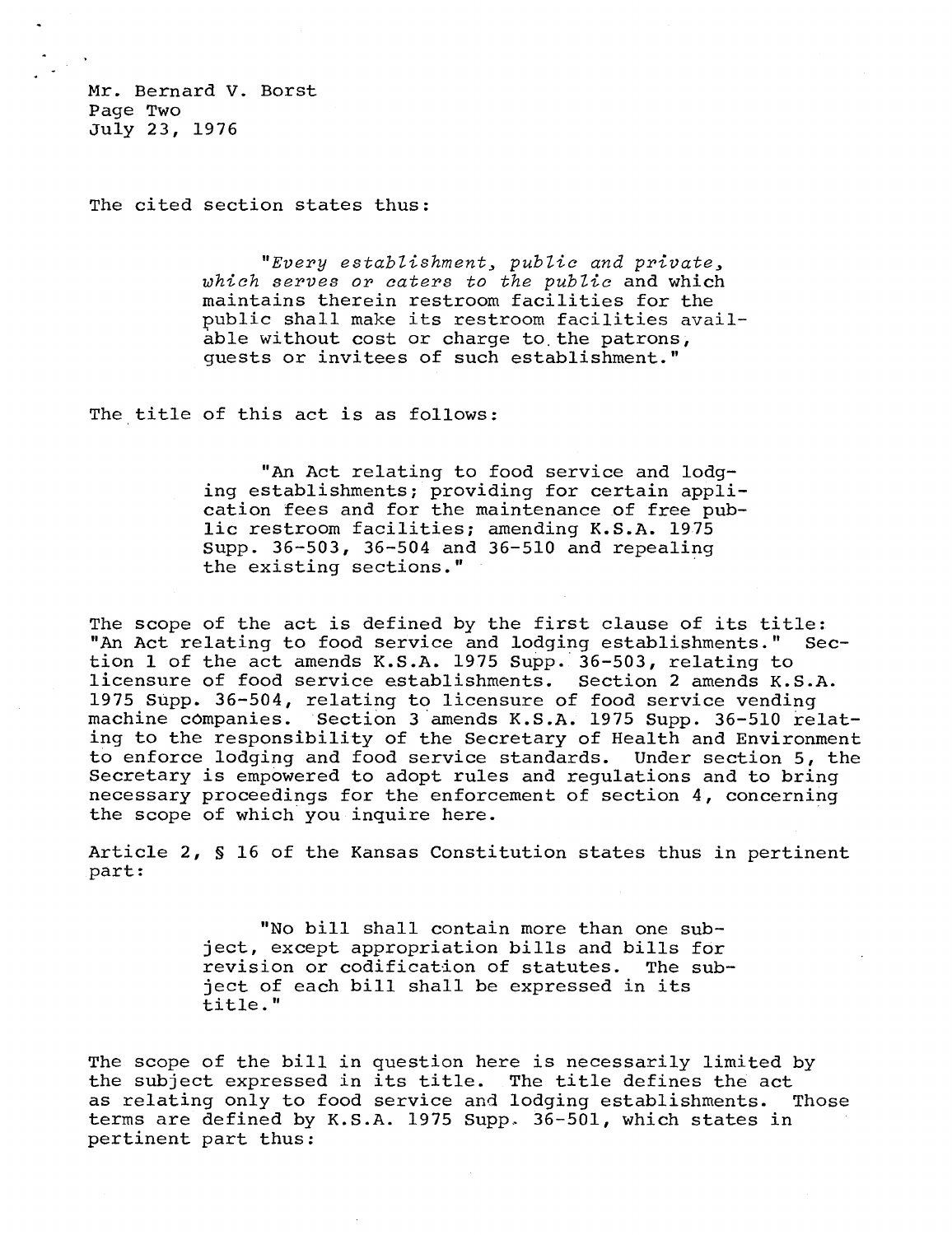Mr. Bernard V. Borst
Page Two
July 23, 1976

The cited section states thus:

> "*Every establishment, public and private, which serves or caters to the public* and which maintains therein restroom facilities for the public shall make its restroom facilities available without cost or charge to the patrons, guests or invitees of such establishment."

The title of this act is as follows:

> "An Act relating to food service and lodging establishments; providing for certain application fees and for the maintenance of free public restroom facilities; amending K.S.A. 1975 Supp. 36-503, 36-504 and 36-510 and repealing the existing sections."

The scope of the act is defined by the first clause of its title: "An Act relating to food service and lodging establishments." Section 1 of the act amends K.S.A. 1975 Supp. 36-503, relating to licensure of food service establishments. Section 2 amends K.S.A. 1975 Supp. 36-504, relating to licensure of food service vending machine companies. Section 3 amends K.S.A. 1975 Supp. 36-510 relating to the responsibility of the Secretary of Health and Environment to enforce lodging and food service standards. Under section 5, the Secretary is empowered to adopt rules and regulations and to bring necessary proceedings for the enforcement of section 4, concerning the scope of which you inquire here.

Article 2, § 16 of the Kansas Constitution states thus in pertinent part:

> "No bill shall contain more than one subject, except appropriation bills and bills for revision or codification of statutes. The subject of each bill shall be expressed in its title."

The scope of the bill in question here is necessarily limited by the subject expressed in its title. The title defines the act as relating only to food service and lodging establishments. Those terms are defined by K.S.A. 1975 Supp. 36-501, which states in pertinent part thus: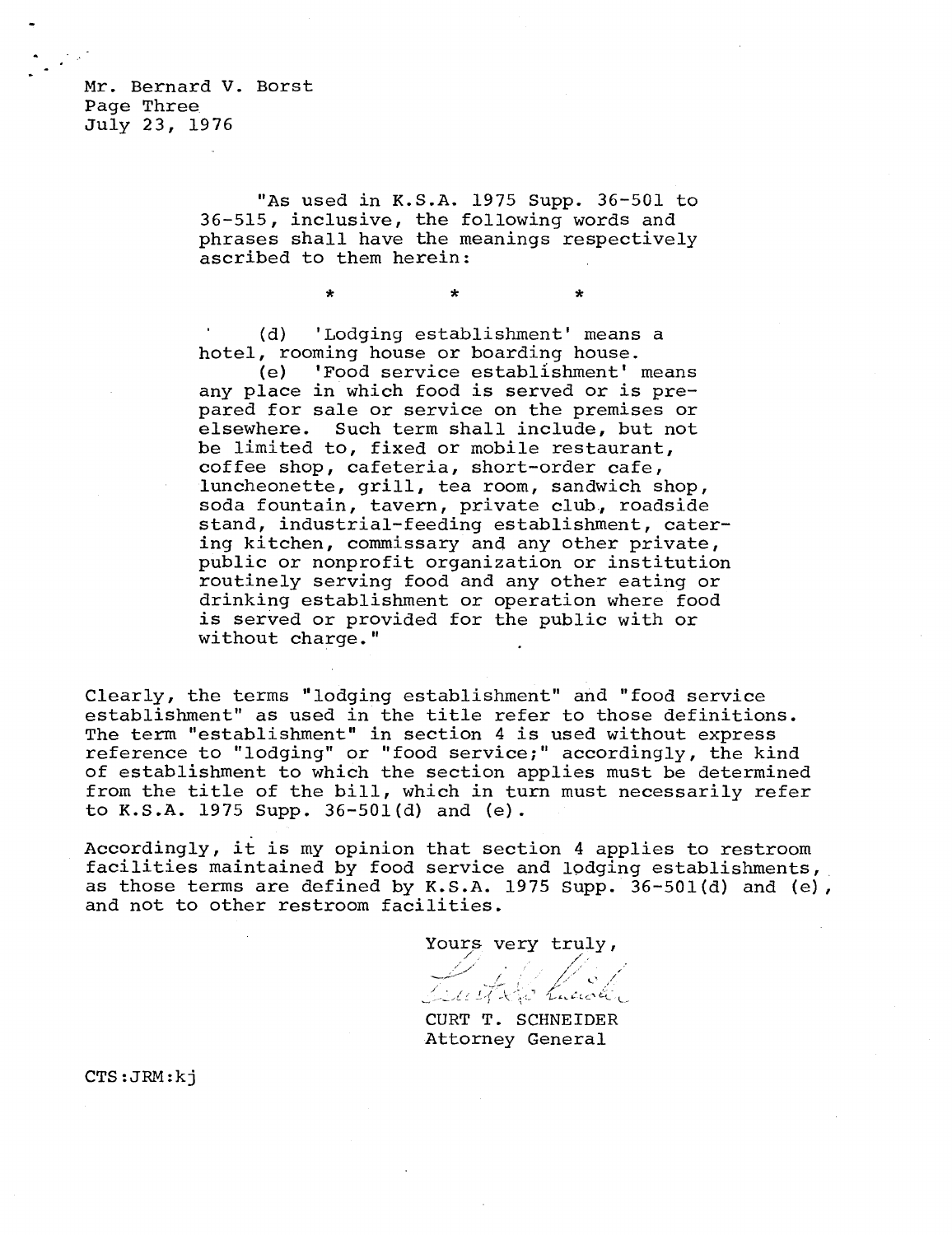Mr. Bernard V. Borst
Page Three
July 23, 1976

> "As used in K.S.A. 1975 Supp. 36-501 to 36-515, inclusive, the following words and phrases shall have the meanings respectively ascribed to them herein:
>
> \* \* \*
>
> (d) 'Lodging establishment' means a hotel, rooming house or boarding house.
>
> (e) 'Food service establishment' means any place in which food is served or is prepared for sale or service on the premises or elsewhere. Such term shall include, but not be limited to, fixed or mobile restaurant, coffee shop, cafeteria, short-order cafe, luncheonette, grill, tea room, sandwich shop, soda fountain, tavern, private club, roadside stand, industrial-feeding establishment, catering kitchen, commissary and any other private, public or nonprofit organization or institution routinely serving food and any other eating or drinking establishment or operation where food is served or provided for the public with or without charge."

Clearly, the terms "lodging establishment" and "food service establishment" as used in the title refer to those definitions. The term "establishment" in section 4 is used without express reference to "lodging" or "food service;" accordingly, the kind of establishment to which the section applies must be determined from the title of the bill, which in turn must necessarily refer to K.S.A. 1975 Supp. 36-501(d) and (e).

Accordingly, it is my opinion that section 4 applies to restroom facilities maintained by food service and lodging establishments, as those terms are defined by K.S.A. 1975 Supp. 36-501(d) and (e), and not to other restroom facilities.

Yours very truly,

CURT T. SCHNEIDER
Attorney General

CTS:JRM:kj